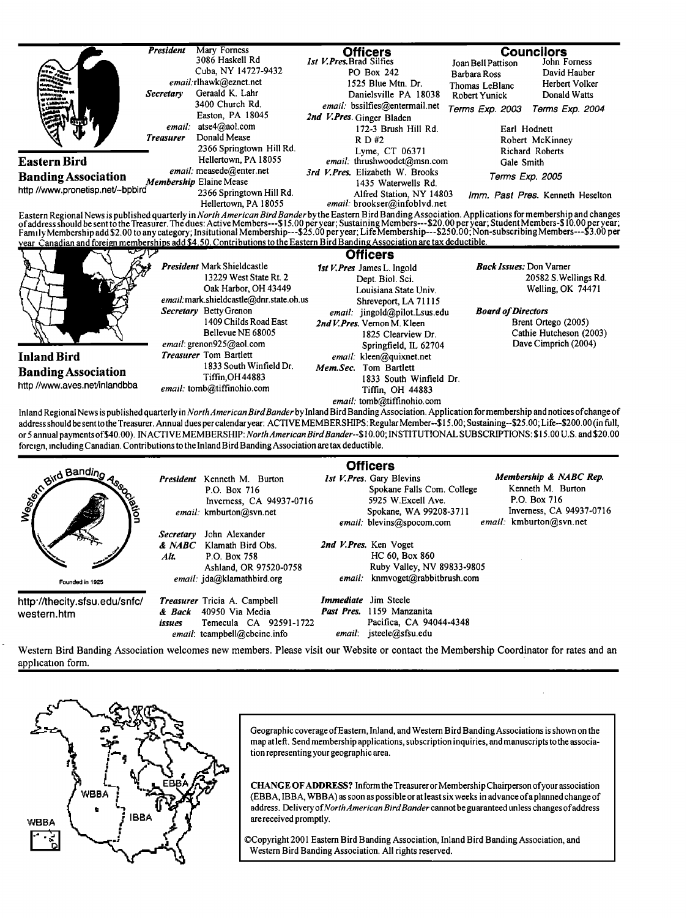## Eastern Bird Banding Association

http //www.pronetisp.net/~bpbird

*President* Mary Forness
3086 Haskell Rd
Cuba, NY 14727-9432
*email*:rlhawk@eznet.net

*Secretary* Geraald K. Lahr
3400 Church Rd.
Easton, PA 18045
*email*: atse4@aol.com

*Treasurer* Donald Mease
2366 Springtown Hill Rd.
Hellertown, PA 18055
*email*: measede@enter.net

*Membership* Elaine Mease
2366 Springtown Hill Rd.
Hellertown, PA 18055

### Officers

*1st V.Pres.* Brad Silfies
PO Box 242
1525 Blue Mtn. Dr.
Danielsville PA 18038
*email*: bssilfies@entermail.net

*2nd V.Pres.* Ginger Bladen
172-3 Brush Hill Rd.
R D #2
Lyme, CT 06371
*email*: thrushwoodct@msn.com

*3rd V.Pres.* Elizabeth W. Brooks
1435 Waterwells Rd.
Alfred Station, NY 14803
*email*: brookser@infoblvd.net

### Councilors

Joan Bell Pattison, Barbara Ross, Thomas LeBlanc, Robert Yunick — *Terms Exp. 2003*

John Forness, David Hauber, Herbert Volker, Donald Watts — *Terms Exp. 2004*

Earl Hodnett, Robert McKinney, Richard Roberts, Gale Smith — *Terms Exp. 2005*

*Imm. Past Pres.* Kenneth Heselton

Eastern Regional News is published quarterly in *North American Bird Bander* by the Eastern Bird Banding Association. Applications for membership and changes of address should be sent to the Treasurer. The dues: Active Members---$15.00 per year; Sustaining Members---$20.00 per year; Student Members-$10.00 per year; Family Membership add $2.00 to any category; Insitutional Membership---$25.00 per year; Life Membership---$250.00; Non-subscribing Members---$3.00 per year Canadian and foreign memberships add $4.50. Contributions to the Eastern Bird Banding Association are tax deductible.

## Inland Bird Banding Association

http //www.aves.net/inlandbba

### Officers

*President* Mark Shieldcastle
13229 West State Rt. 2
Oak Harbor, OH 43449
*email*:mark.shieldcastle@dnr.state.oh.us

*Secretary* Betty Grenon
1409 Childs Road East
Bellevue NE 68005
*email*: grenon925@aol.com

*Treasurer* Tom Bartlett
1833 South Winfield Dr.
Tiffin, OH 44883
*email*: tomb@tiffinohio.com

*1st V.Pres* James L. Ingold
Dept. Biol. Sci.
Louisiana State Univ.
Shreveport, LA 71115
*email*: jingold@pilot.Lsus.edu

*2nd V.Pres.* Vernon M. Kleen
1825 Clearview Dr.
Springfield, IL 62704
*email*: kleen@quixnet.net

*Mem.Sec.* Tom Bartlett
1833 South Winfield Dr.
Tiffin, OH 44883
*email*: tomb@tiffinohio.com

*Back Issues:* Don Varner
20582 S.Wellings Rd.
Welling, OK 74471

*Board of Directors*
Brent Ortego (2005)
Cathie Hutcheson (2003)
Dave Cimprich (2004)

Inland Regional News is published quarterly in *North American Bird Bander* by Inland Bird Banding Association. Application for membership and notices of change of address should be sent to the Treasurer. Annual dues per calendar year: ACTIVE MEMBERSHIPS: Regular Member--$15.00; Sustaining--$25.00; Life--$200.00 (in full, or 5 annual payments of $40.00). INACTIVE MEMBERSHIP: *North American Bird Bander*--$10.00; INSTITUTIONAL SUBSCRIPTIONS: $15.00 U.S. and $20.00 foreign, including Canadian. Contributions to the Inland Bird Banding Association are tax deductible.

## Western Bird Banding Association

Founded in 1925

http://thecity.sfsu.edu/snfc/western.htm

### Officers

*President* Kenneth M. Burton
P.O. Box 716
Inverness, CA 94937-0716
*email*: kmburton@svn.net

*Secretary & NABC Alt.* John Alexander
Klamath Bird Obs.
P.O. Box 758
Ashland, OR 97520-0758
*email*: jda@klamathbird.org

*Treasurer & Back issues* Tricia A. Campbell
40950 Via Media
Temecula CA 92591-1722
*email*: tcampbell@cbcinc.info

*1st V.Pres.* Gary Blevins
Spokane Falls Com. College
5925 W.Excell Ave.
Spokane, WA 99208-3711
*email*: blevins@spocom.com

*2nd V.Pres.* Ken Voget
HC 60, Box 860
Ruby Valley, NV 89833-9805
*email*: knmvoget@rabbitbrush.com

*Immediate Past Pres.* Jim Steele
1159 Manzanita
Pacifica, CA 94044-4348
*email*: jsteele@sfsu.edu

*Membership & NABC Rep.*
Kenneth M. Burton
P.O. Box 716
Inverness, CA 94937-0716
*email*: kmburton@svn.net

Western Bird Banding Association welcomes new members. Please visit our Website or contact the Membership Coordinator for rates and an application form.

---

Geographic coverage of Eastern, Inland, and Western Bird Banding Associations is shown on the map at left. Send membership applications, subscription inquiries, and manuscripts to the association representing your geographic area.

**CHANGE OF ADDRESS?** Inform the Treasurer or Membership Chairperson of your association (EBBA, IBBA, WBBA) as soon as possible or at least six weeks in advance of a planned change of address. Delivery of *North American Bird Bander* cannot be guaranteed unless changes of address are received promptly.

©Copyright 2001 Eastern Bird Banding Association, Inland Bird Banding Association, and Western Bird Banding Association. All rights reserved.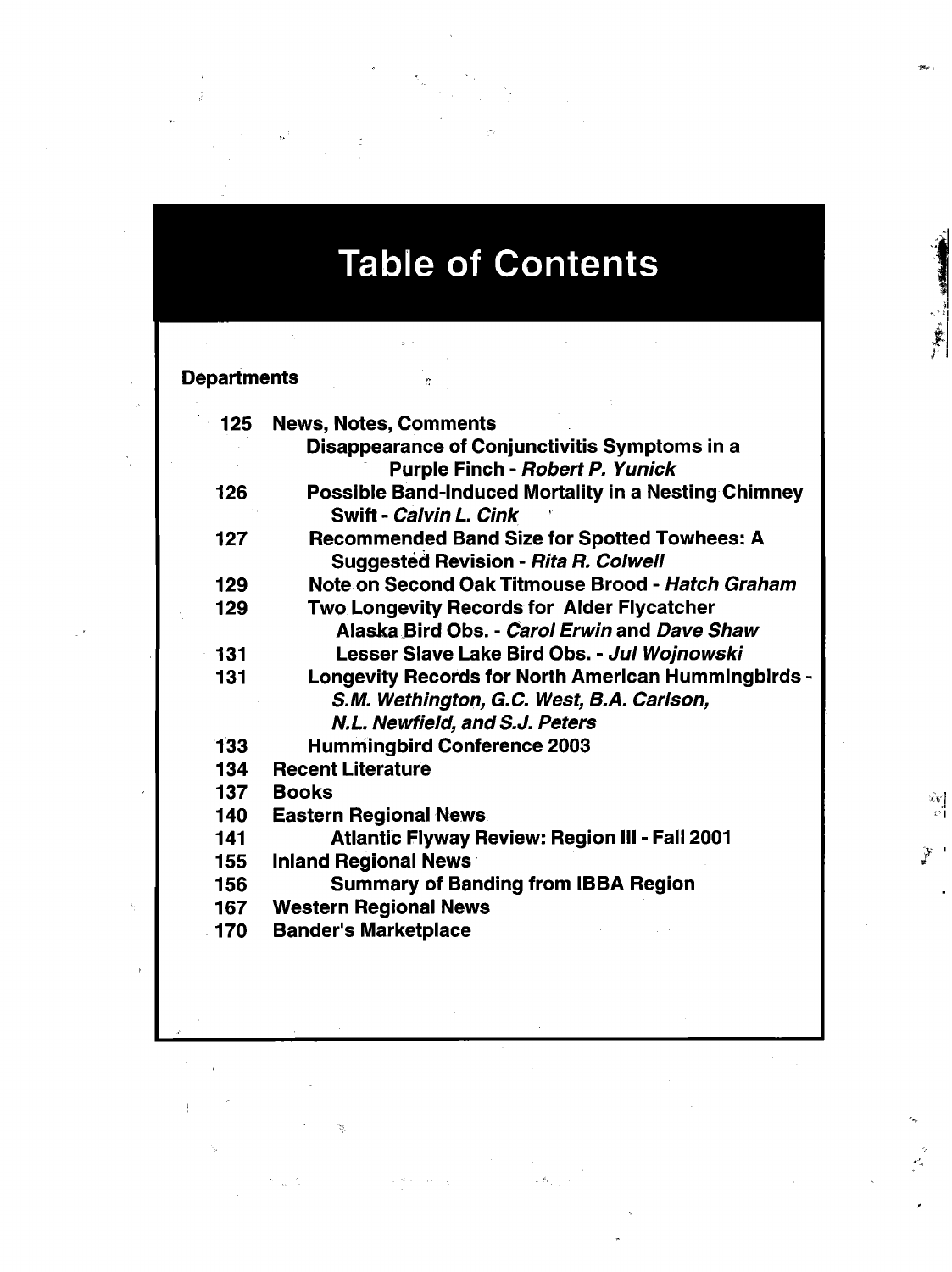# Table of Contents

**Departments**

| | |
|---|---|
| 125 | **News, Notes, Comments** |
| | Disappearance of Conjunctivitis Symptoms in a Purple Finch - *Robert P. Yunick* |
| 126 | Possible Band-Induced Mortality in a Nesting Chimney Swift - *Calvin L. Cink* |
| 127 | Recommended Band Size for Spotted Towhees: A Suggested Revision - *Rita R. Colwell* |
| 129 | Note on Second Oak Titmouse Brood - *Hatch Graham* |
| 129 | Two Longevity Records for Alder Flycatcher |
| | Alaska Bird Obs. - *Carol Erwin* and *Dave Shaw* |
| 131 | Lesser Slave Lake Bird Obs. - *Jul Wojnowski* |
| 131 | Longevity Records for North American Hummingbirds - *S.M. Wethington, G.C. West, B.A. Carlson, N.L. Newfield, and S.J. Peters* |
| 133 | Hummingbird Conference 2003 |
| 134 | **Recent Literature** |
| 137 | **Books** |
| 140 | **Eastern Regional News** |
| 141 | Atlantic Flyway Review: Region III - Fall 2001 |
| 155 | **Inland Regional News** |
| 156 | Summary of Banding from IBBA Region |
| 167 | **Western Regional News** |
| 170 | **Bander's Marketplace** |